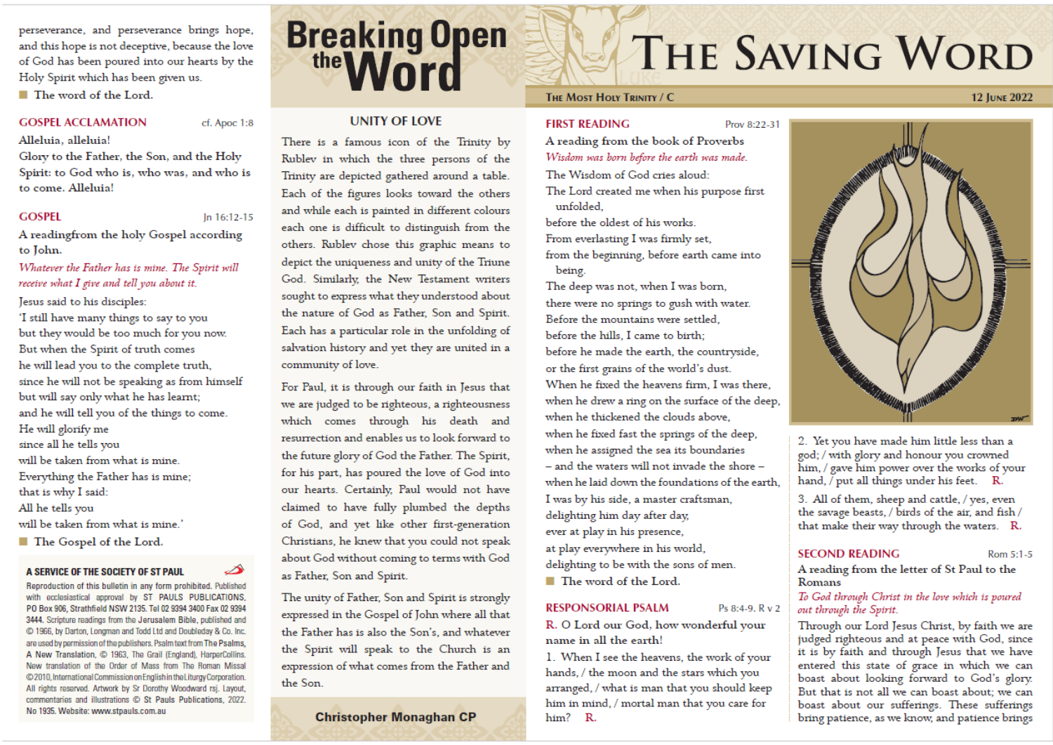perseverance, and perseverance brings hope, and this hope is not deceptive, because the love of God has been poured into our hearts by the Holy Spirit which has been given us.

■ The word of the Lord.

## GOSPEL ACCLAMATION

cf. Apoc 1:8

Alleluia, alleluia!
Glory to the Father, the Son, and the Holy Spirit: to God who is, who was, and who is to come. Alleluia!

## GOSPEL

Jn 16:12-15

A readingfrom the holy Gospel according to John.

*Whatever the Father has is mine. The Spirit will receive what I give and tell you about it.*

Jesus said to his disciples:
'I still have many things to say to you
but they would be too much for you now.
But when the Spirit of truth comes
he will lead you to the complete truth,
since he will not be speaking as from himself
but will say only what he has learnt;
and he will tell you of the things to come.
He will glorify me
since all he tells you
will be taken from what is mine.
Everything the Father has is mine;
that is why I said:
All he tells you
will be taken from what is mine.'

■ The Gospel of the Lord.

**A SERVICE OF THE SOCIETY OF ST PAUL**

Reproduction of this bulletin in any form prohibited. Published with ecclesiastical approval by ST PAULS PUBLICATIONS, PO Box 906, Strathfield NSW 2135. Tel 02 9394 3400 Fax 02 9394 3444. Scripture readings from the Jerusalem Bible, published and © 1966, by Darton, Longman and Todd Ltd and Doubleday & Co. Inc. are used by permission of the publishers. Psalm text from The Psalms, A New Translation, © 1963, The Grail (England), HarperCollins. New translation of the Order of Mass from The Roman Missal ©2010, International Commission on English in the Liturgy Corporation. All rights reserved. Artwork by Sr Dorothy Woodward rsj. Layout, commentaries and illustrations © St Pauls Publications, 2022. No 1935. Website: www.stpauls.com.au

# Breaking Open the Word

## UNITY OF LOVE

There is a famous icon of the Trinity by Rublev in which the three persons of the Trinity are depicted gathered around a table. Each of the figures looks toward the others and while each is painted in different colours each one is difficult to distinguish from the others. Rublev chose this graphic means to depict the uniqueness and unity of the Triune God. Similarly, the New Testament writers sought to express what they understood about the nature of God as Father, Son and Spirit. Each has a particular role in the unfolding of salvation history and yet they are united in a community of love.

For Paul, it is through our faith in Jesus that we are judged to be righteous, a righteousness which comes through his death and resurrection and enables us to look forward to the future glory of God the Father. The Spirit, for his part, has poured the love of God into our hearts. Certainly, Paul would not have claimed to have fully plumbed the depths of God, and yet like other first-generation Christians, he knew that you could not speak about God without coming to terms with God as Father, Son and Spirit.

The unity of Father, Son and Spirit is strongly expressed in the Gospel of John where all that the Father has is also the Son's, and whatever the Spirit will speak to the Church is an expression of what comes from the Father and the Son.

**Christopher Monaghan CP**

# THE SAVING WORD

THE MOST HOLY TRINITY / C — 12 JUNE 2022

## FIRST READING

Prov 8:22-31

A reading from the book of Proverbs

*Wisdom was born before the earth was made.*

The Wisdom of God cries aloud:
The Lord created me when his purpose first unfolded,
before the oldest of his works.
From everlasting I was firmly set,
from the beginning, before earth came into being.
The deep was not, when I was born,
there were no springs to gush with water.
Before the mountains were settled,
before the hills, I came to birth;
before he made the earth, the countryside,
or the first grains of the world's dust.
When he fixed the heavens firm, I was there,
when he drew a ring on the surface of the deep,
when he thickened the clouds above,
when he fixed fast the springs of the deep,
when he assigned the sea its boundaries
– and the waters will not invade the shore –
when he laid down the foundations of the earth,
I was by his side, a master craftsman,
delighting him day after day,
ever at play in his presence,
at play everywhere in his world,
delighting to be with the sons of men.

■ The word of the Lord.

## RESPONSORIAL PSALM

Ps 8:4-9. R v 2

R. O Lord our God, how wonderful your name in all the earth!

1. When I see the heavens, the work of your hands, / the moon and the stars which you arranged, / what is man that you should keep him in mind, / mortal man that you care for him? R.

2. Yet you have made him little less than a god; / with glory and honour you crowned him, / gave him power over the works of your hand, / put all things under his feet. R.

3. All of them, sheep and cattle, / yes, even the savage beasts, / birds of the air, and fish / that make their way through the waters. R.

## SECOND READING

Rom 5:1-5

A reading from the letter of St Paul to the Romans

*To God through Christ in the love which is poured out through the Spirit.*

Through our Lord Jesus Christ, by faith we are judged righteous and at peace with God, since it is by faith and through Jesus that we have entered this state of grace in which we can boast about looking forward to God's glory. But that is not all we can boast about; we can boast about our sufferings. These sufferings bring patience, as we know, and patience brings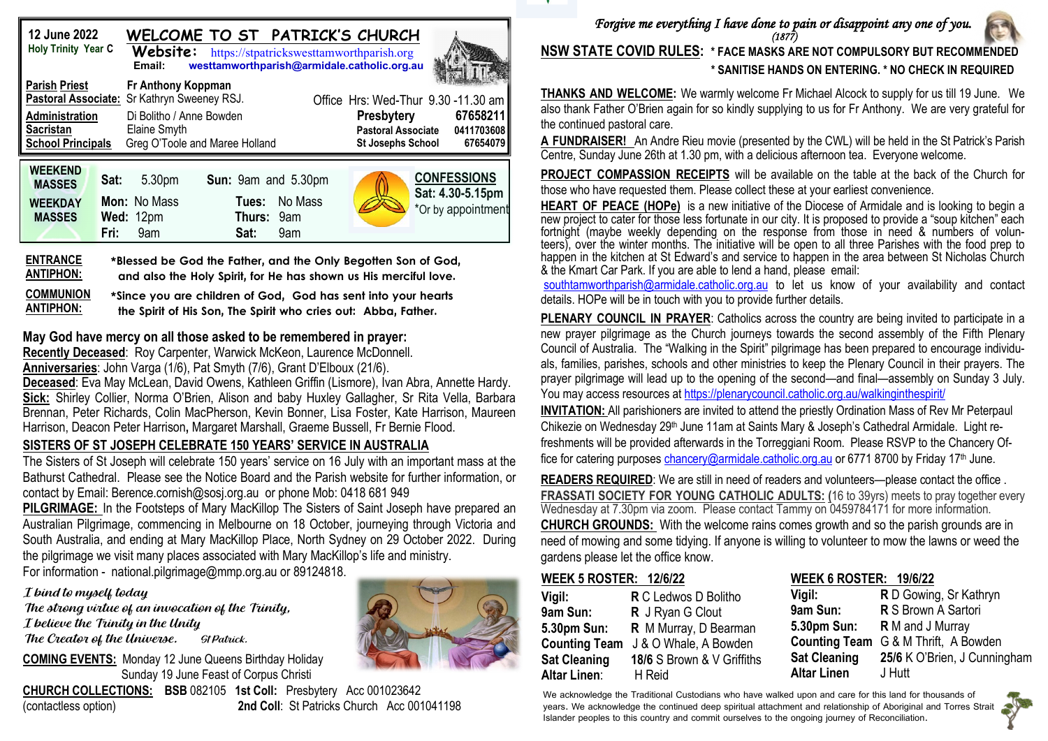**12 June 2022**
**Holy Trinity Year C**

# WELCOME TO ST PATRICK'S CHURCH

**Website:** https://stpatrickswesttamworthparish.org
**Email:** westtamworthparish@armidale.catholic.org.au

| | | | |
|---|---|---|---|
| **Parish Priest** | Fr Anthony Koppman | | |
| **Pastoral Associate:** | Sr Kathryn Sweeney RSJ. | Office Hrs: Wed-Thur 9.30 -11.30 am | |
| **Administration** | Di Bolitho / Anne Bowden | **Presbytery** | **67658211** |
| **Sacristan** | Elaine Smyth | **Pastoral Associate** | **0411703608** |
| **School Principals** | Greg O'Toole and Maree Holland | **St Josephs School** | **67654079** |

| | | |
|---|---|---|
| **WEEKEND MASSES** | **Sat:** 5.30pm | **Sun:** 9am and 5.30pm |
| **WEEKDAY MASSES** | **Mon:** No Mass | **Tues:** No Mass |
| | **Wed:** 12pm | **Thurs:** 9am |
| | **Fri:** 9am | **Sat:** 9am |

**CONFESSIONS**
**Sat: 4.30-5.15pm**
*Or by appointment

**ENTRANCE ANTIPHON:** *Blessed be God the Father, and the Only Begotten Son of God, and also the Holy Spirit, for He has shown us His merciful love.

**COMMUNION ANTIPHON:** *Since you are children of God, God has sent into your hearts the Spirit of His Son, The Spirit who cries out: Abba, Father.

**May God have mercy on all those asked to be remembered in prayer:**
**Recently Deceased**: Roy Carpenter, Warwick McKeon, Laurence McDonnell.
**Anniversaries**: John Varga (1/6), Pat Smyth (7/6), Grant D'Elboux (21/6).
**Deceased**: Eva May McLean, David Owens, Kathleen Griffin (Lismore), Ivan Abra, Annette Hardy.
**Sick:** Shirley Collier, Norma O'Brien, Alison and baby Huxley Gallagher, Sr Rita Vella, Barbara Brennan, Peter Richards, Colin MacPherson, Kevin Bonner, Lisa Foster, Kate Harrison, Maureen Harrison, Deacon Peter Harrison**,** Margaret Marshall, Graeme Bussell, Fr Bernie Flood.

## SISTERS OF ST JOSEPH CELEBRATE 150 YEARS' SERVICE IN AUSTRALIA

The Sisters of St Joseph will celebrate 150 years' service on 16 July with an important mass at the Bathurst Cathedral. Please see the Notice Board and the Parish website for further information, or contact by Email: Berence.cornish@sosj.org.au or phone Mob: 0418 681 949

**PILGRIMAGE:** In the Footsteps of Mary MacKillop The Sisters of Saint Joseph have prepared an Australian Pilgrimage, commencing in Melbourne on 18 October, journeying through Victoria and South Australia, and ending at Mary MacKillop Place, North Sydney on 29 October 2022. During the pilgrimage we visit many places associated with Mary MacKillop's life and ministry.
For information - national.pilgrimage@mmp.org.au or 89124818.

*I bind to myself today*
*The strong virtue of an invocation of the Trinity,*
*I believe the Trinity in the Unity*
*The Creator of the Universe.* *St Patrick.*

**COMING EVENTS:** Monday 12 June Queens Birthday Holiday
Sunday 19 June Feast of Corpus Christi

**CHURCH COLLECTIONS:** **BSB** 082105 **1st Coll:** Presbytery Acc 001023642
(contactless option) **2nd Coll**: St Patricks Church Acc 001041198

*Forgive me everything I have done to pain or disappoint any one of you.* *(1877)*

**NSW STATE COVID RULES:** * FACE MASKS ARE NOT COMPULSORY BUT RECOMMENDED
* SANITISE HANDS ON ENTERING. * NO CHECK IN REQUIRED

**THANKS AND WELCOME:** We warmly welcome Fr Michael Alcock to supply for us till 19 June. We also thank Father O'Brien again for so kindly supplying to us for Fr Anthony. We are very grateful for the continued pastoral care.

**A FUNDRAISER!** An Andre Rieu movie (presented by the CWL) will be held in the St Patrick's Parish Centre, Sunday June 26th at 1.30 pm, with a delicious afternoon tea. Everyone welcome.

**PROJECT COMPASSION RECEIPTS** will be available on the table at the back of the Church for those who have requested them. Please collect these at your earliest convenience.

**HEART OF PEACE (HOPe)** is a new initiative of the Diocese of Armidale and is looking to begin a new project to cater for those less fortunate in our city. It is proposed to provide a "soup kitchen" each fortnight (maybe weekly depending on the response from those in need & numbers of volunteers), over the winter months. The initiative will be open to all three Parishes with the food prep to happen in the kitchen at St Edward's and service to happen in the area between St Nicholas Church & the Kmart Car Park. If you are able to lend a hand, please email:
southtamworthparish@armidale.catholic.org.au to let us know of your availability and contact details. HOPe will be in touch with you to provide further details.

**PLENARY COUNCIL IN PRAYER**: Catholics across the country are being invited to participate in a new prayer pilgrimage as the Church journeys towards the second assembly of the Fifth Plenary Council of Australia. The "Walking in the Spirit" pilgrimage has been prepared to encourage individuals, families, parishes, schools and other ministries to keep the Plenary Council in their prayers. The prayer pilgrimage will lead up to the opening of the second—and final—assembly on Sunday 3 July. You may access resources at https://plenarycouncil.catholic.org.au/walkinginthespirit/

**INVITATION:** All parishioners are invited to attend the priestly Ordination Mass of Rev Mr Peterpaul Chikezie on Wednesday 29th June 11am at Saints Mary & Joseph's Cathedral Armidale. Light refreshments will be provided afterwards in the Torreggiani Room. Please RSVP to the Chancery Office for catering purposes chancery@armidale.catholic.org.au or 6771 8700 by Friday 17th June.

**READERS REQUIRED**: We are still in need of readers and volunteers—please contact the office .

**FRASSATI SOCIETY FOR YOUNG CATHOLIC ADULTS:** (16 to 39yrs) meets to pray together every Wednesday at 7.30pm via zoom. Please contact Tammy on 0459784171 for more information.

**CHURCH GROUNDS:** With the welcome rains comes growth and so the parish grounds are in need of mowing and some tidying. If anyone is willing to volunteer to mow the lawns or weed the gardens please let the office know.

| **WEEK 5 ROSTER: 12/6/22** | |
|---|---|
| **Vigil:** | **R** C Ledwos D Bolitho |
| **9am Sun:** | **R** J Ryan G Clout |
| **5.30pm Sun:** | **R** M Murray, D Bearman |
| **Counting Team** | J & O Whale, A Bowden |
| **Sat Cleaning** | **18/6** S Brown & V Griffiths |
| **Altar Linen**: | H Reid |

| **WEEK 6 ROSTER: 19/6/22** | |
|---|---|
| **Vigil:** | **R** D Gowing, Sr Kathryn |
| **9am Sun:** | **R** S Brown A Sartori |
| **5.30pm Sun:** | **R** M and J Murray |
| **Counting Team** | G & M Thrift, A Bowden |
| **Sat Cleaning** | **25/6** K O'Brien, J Cunningham |
| **Altar Linen** | J Hutt |

We acknowledge the Traditional Custodians who have walked upon and care for this land for thousands of years. We acknowledge the continued deep spiritual attachment and relationship of Aboriginal and Torres Strait Islander peoples to this country and commit ourselves to the ongoing journey of Reconciliation.